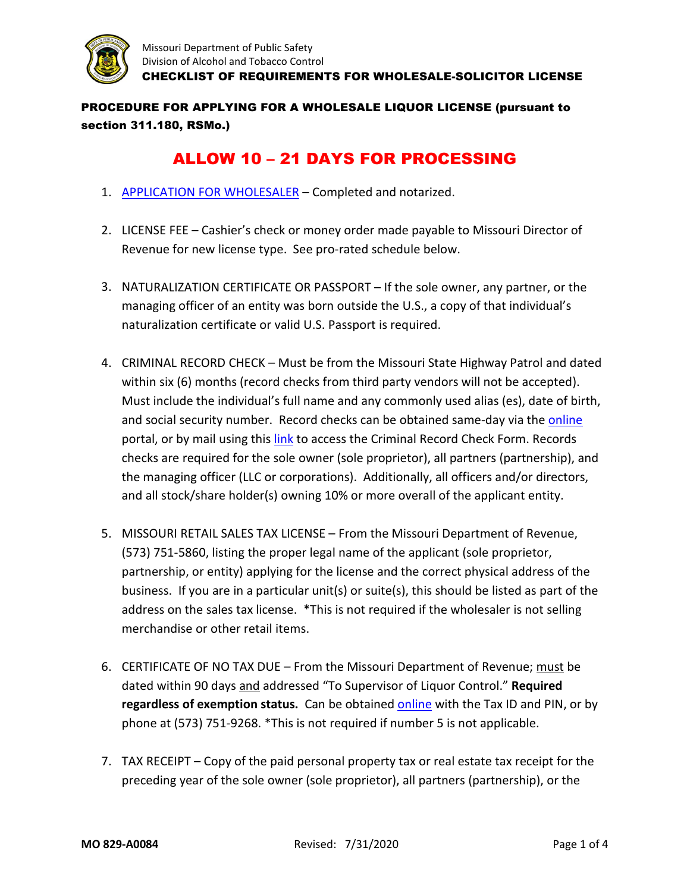Missouri Department of Public Safety
Division of Alcohol and Tobacco Control

# CHECKLIST OF REQUIREMENTS FOR WHOLESALE-SOLICITOR LICENSE

## PROCEDURE FOR APPLYING FOR A WHOLESALE LIQUOR LICENSE (pursuant to section 311.180, RSMo.)

## ALLOW 10 – 21 DAYS FOR PROCESSING

1. APPLICATION FOR WHOLESALER – Completed and notarized.

2. LICENSE FEE – Cashier's check or money order made payable to Missouri Director of Revenue for new license type. See pro-rated schedule below.

3. NATURALIZATION CERTIFICATE OR PASSPORT – If the sole owner, any partner, or the managing officer of an entity was born outside the U.S., a copy of that individual's naturalization certificate or valid U.S. Passport is required.

4. CRIMINAL RECORD CHECK – Must be from the Missouri State Highway Patrol and dated within six (6) months (record checks from third party vendors will not be accepted). Must include the individual's full name and any commonly used alias (es), date of birth, and social security number. Record checks can be obtained same-day via the online portal, or by mail using this link to access the Criminal Record Check Form. Records checks are required for the sole owner (sole proprietor), all partners (partnership), and the managing officer (LLC or corporations). Additionally, all officers and/or directors, and all stock/share holder(s) owning 10% or more overall of the applicant entity.

5. MISSOURI RETAIL SALES TAX LICENSE – From the Missouri Department of Revenue, (573) 751-5860, listing the proper legal name of the applicant (sole proprietor, partnership, or entity) applying for the license and the correct physical address of the business. If you are in a particular unit(s) or suite(s), this should be listed as part of the address on the sales tax license. *This is not required if the wholesaler is not selling merchandise or other retail items.

6. CERTIFICATE OF NO TAX DUE – From the Missouri Department of Revenue; must be dated within 90 days and addressed "To Supervisor of Liquor Control." **Required regardless of exemption status.** Can be obtained online with the Tax ID and PIN, or by phone at (573) 751-9268. *This is not required if number 5 is not applicable.

7. TAX RECEIPT – Copy of the paid personal property tax or real estate tax receipt for the preceding year of the sole owner (sole proprietor), all partners (partnership), or the

MO 829-A0084 Revised: 7/31/2020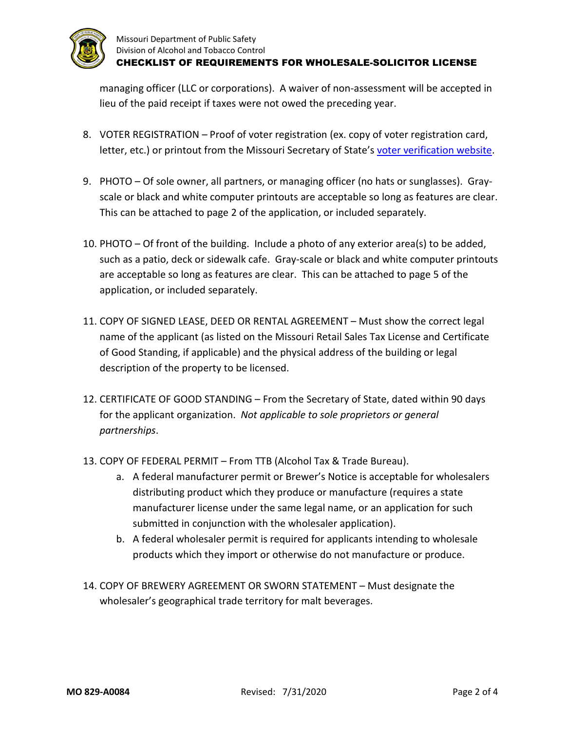managing officer (LLC or corporations). A waiver of non-assessment will be accepted in lieu of the paid receipt if taxes were not owed the preceding year.

8. VOTER REGISTRATION – Proof of voter registration (ex. copy of voter registration card, letter, etc.) or printout from the Missouri Secretary of State's voter verification website.

9. PHOTO – Of sole owner, all partners, or managing officer (no hats or sunglasses). Gray-scale or black and white computer printouts are acceptable so long as features are clear. This can be attached to page 2 of the application, or included separately.

10. PHOTO – Of front of the building. Include a photo of any exterior area(s) to be added, such as a patio, deck or sidewalk cafe. Gray-scale or black and white computer printouts are acceptable so long as features are clear. This can be attached to page 5 of the application, or included separately.

11. COPY OF SIGNED LEASE, DEED OR RENTAL AGREEMENT – Must show the correct legal name of the applicant (as listed on the Missouri Retail Sales Tax License and Certificate of Good Standing, if applicable) and the physical address of the building or legal description of the property to be licensed.

12. CERTIFICATE OF GOOD STANDING – From the Secretary of State, dated within 90 days for the applicant organization. *Not applicable to sole proprietors or general partnerships*.

13. COPY OF FEDERAL PERMIT – From TTB (Alcohol Tax & Trade Bureau).
    a. A federal manufacturer permit or Brewer's Notice is acceptable for wholesalers distributing product which they produce or manufacture (requires a state manufacturer license under the same legal name, or an application for such submitted in conjunction with the wholesaler application).
    b. A federal wholesaler permit is required for applicants intending to wholesale products which they import or otherwise do not manufacture or produce.

14. COPY OF BREWERY AGREEMENT OR SWORN STATEMENT – Must designate the wholesaler's geographical trade territory for malt beverages.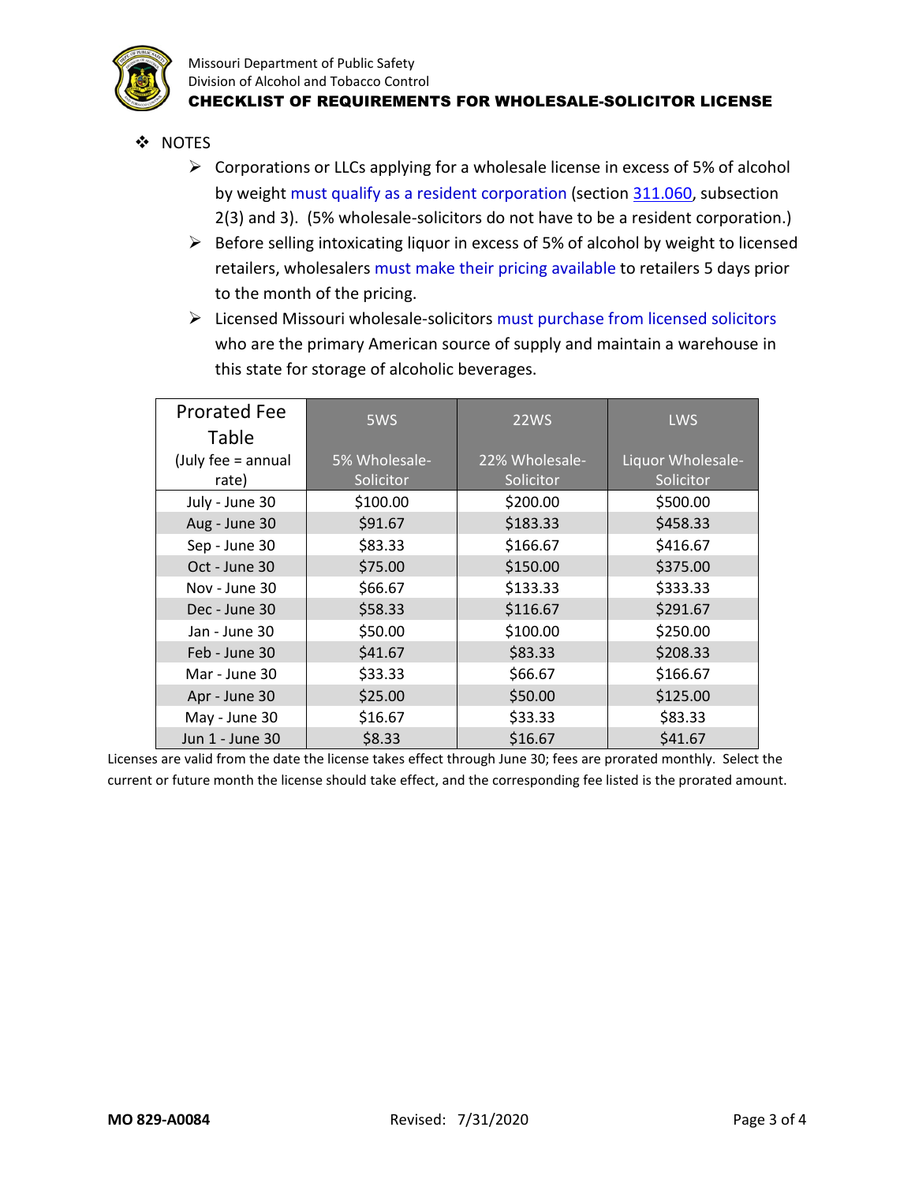- NOTES
  - Corporations or LLCs applying for a wholesale license in excess of 5% of alcohol by weight must qualify as a resident corporation (section 311.060, subsection 2(3) and 3). (5% wholesale-solicitors do not have to be a resident corporation.)
  - Before selling intoxicating liquor in excess of 5% of alcohol by weight to licensed retailers, wholesalers must make their pricing available to retailers 5 days prior to the month of the pricing.
  - Licensed Missouri wholesale-solicitors must purchase from licensed solicitors who are the primary American source of supply and maintain a warehouse in this state for storage of alcoholic beverages.

| Prorated Fee Table (July fee = annual rate) | 5WS 5% Wholesale-Solicitor | 22WS 22% Wholesale-Solicitor | LWS Liquor Wholesale-Solicitor |
|---|---|---|---|
| July - June 30 | $100.00 | $200.00 | $500.00 |
| Aug - June 30 | $91.67 | $183.33 | $458.33 |
| Sep - June 30 | $83.33 | $166.67 | $416.67 |
| Oct - June 30 | $75.00 | $150.00 | $375.00 |
| Nov - June 30 | $66.67 | $133.33 | $333.33 |
| Dec - June 30 | $58.33 | $116.67 | $291.67 |
| Jan - June 30 | $50.00 | $100.00 | $250.00 |
| Feb - June 30 | $41.67 | $83.33 | $208.33 |
| Mar - June 30 | $33.33 | $66.67 | $166.67 |
| Apr - June 30 | $25.00 | $50.00 | $125.00 |
| May - June 30 | $16.67 | $33.33 | $83.33 |
| Jun 1 - June 30 | $8.33 | $16.67 | $41.67 |

Licenses are valid from the date the license takes effect through June 30; fees are prorated monthly. Select the current or future month the license should take effect, and the corresponding fee listed is the prorated amount.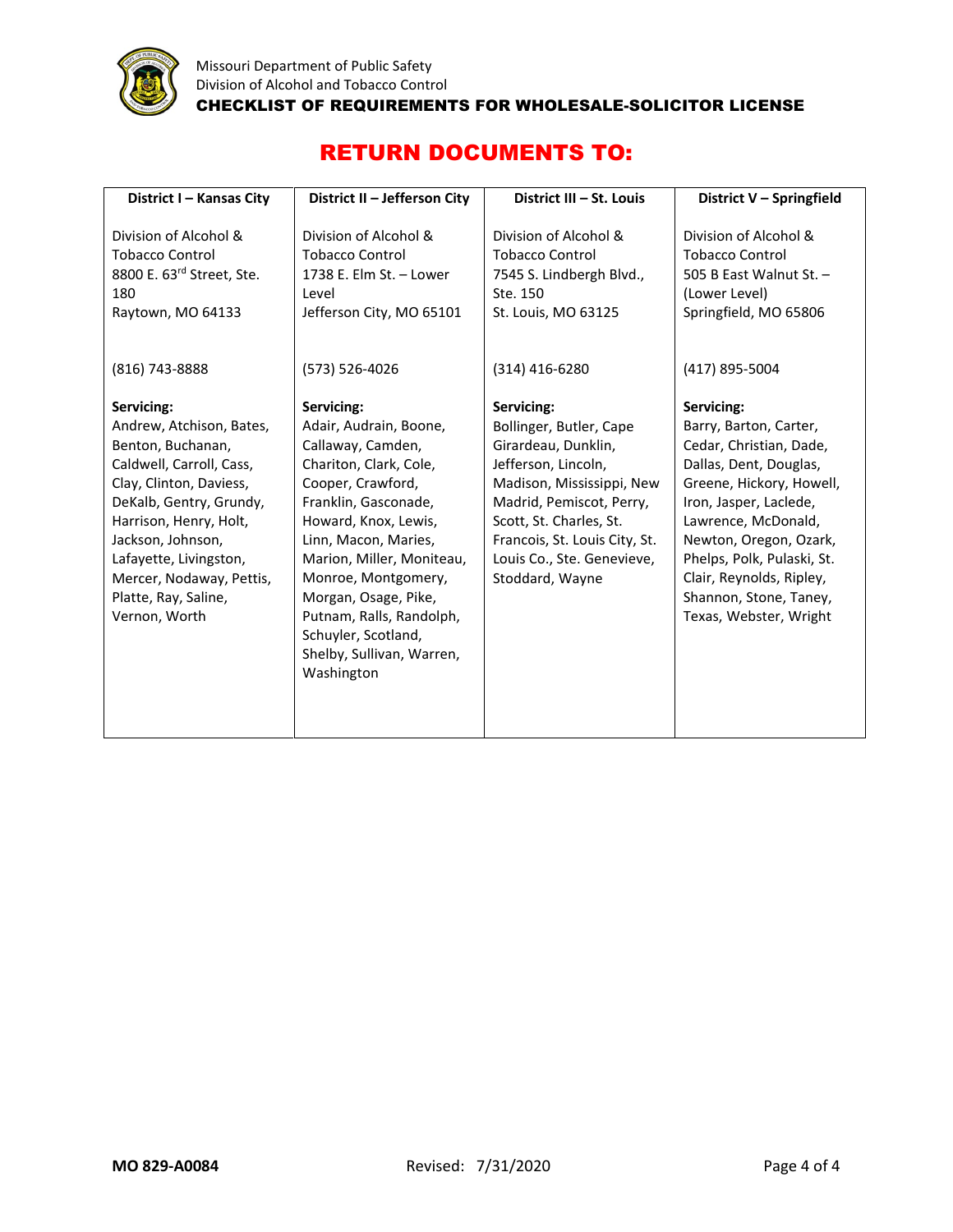Missouri Department of Public Safety
Division of Alcohol and Tobacco Control

**CHECKLIST OF REQUIREMENTS FOR WHOLESALE-SOLICITOR LICENSE**

# RETURN DOCUMENTS TO:

| **District I – Kansas City** | **District II – Jefferson City** | **District III – St. Louis** | **District V – Springfield** |
|---|---|---|---|
| Division of Alcohol & Tobacco Control<br>8800 E. 63rd Street, Ste. 180<br>Raytown, MO 64133 | Division of Alcohol & Tobacco Control<br>1738 E. Elm St. – Lower Level<br>Jefferson City, MO 65101 | Division of Alcohol & Tobacco Control<br>7545 S. Lindbergh Blvd., Ste. 150<br>St. Louis, MO 63125 | Division of Alcohol & Tobacco Control<br>505 B East Walnut St. – (Lower Level)<br>Springfield, MO 65806 |
| (816) 743-8888 | (573) 526-4026 | (314) 416-6280 | (417) 895-5004 |
| **Servicing:**<br>Andrew, Atchison, Bates, Benton, Buchanan, Caldwell, Carroll, Cass, Clay, Clinton, Daviess, DeKalb, Gentry, Grundy, Harrison, Henry, Holt, Jackson, Johnson, Lafayette, Livingston, Mercer, Nodaway, Pettis, Platte, Ray, Saline, Vernon, Worth | **Servicing:**<br>Adair, Audrain, Boone, Callaway, Camden, Chariton, Clark, Cole, Cooper, Crawford, Franklin, Gasconade, Howard, Knox, Lewis, Linn, Macon, Maries, Marion, Miller, Moniteau, Monroe, Montgomery, Morgan, Osage, Pike, Putnam, Ralls, Randolph, Schuyler, Scotland, Shelby, Sullivan, Warren, Washington | **Servicing:**<br>Bollinger, Butler, Cape Girardeau, Dunklin, Jefferson, Lincoln, Madison, Mississippi, New Madrid, Pemiscot, Perry, Scott, St. Charles, St. Francois, St. Louis City, St. Louis Co., Ste. Genevieve, Stoddard, Wayne | **Servicing:**<br>Barry, Barton, Carter, Cedar, Christian, Dade, Dallas, Dent, Douglas, Greene, Hickory, Howell, Iron, Jasper, Laclede, Lawrence, McDonald, Newton, Oregon, Ozark, Phelps, Polk, Pulaski, St. Clair, Reynolds, Ripley, Shannon, Stone, Taney, Texas, Webster, Wright |

**MO 829-A0084** Revised: 7/31/2020